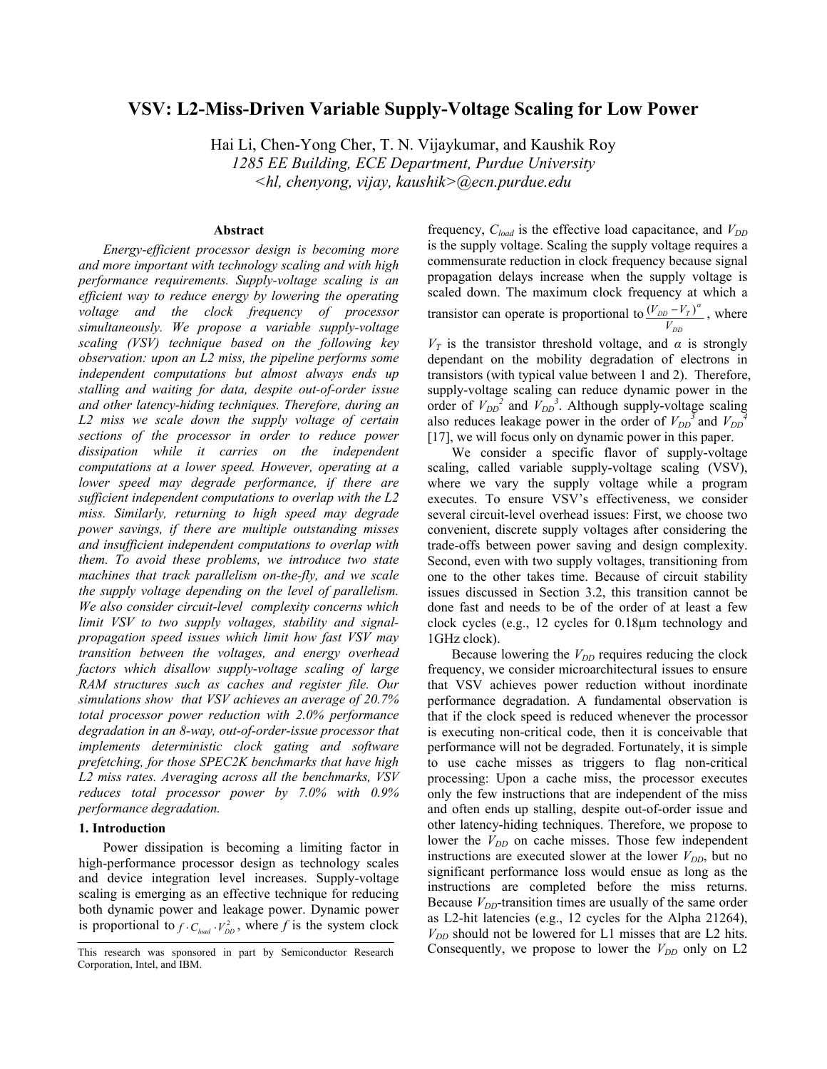# VSV: L2-Miss-Driven Variable Supply-Voltage Scaling for Low Power

Hai Li, Chen-Yong Cher, T. N. Vijaykumar, and Kaushik Roy

*1285 EE Building, ECE Department, Purdue University*

*<hl, chenyong, vijay, kaushik>@ecn.purdue.edu*

## Abstract

*Energy-efficient processor design is becoming more and more important with technology scaling and with high performance requirements. Supply-voltage scaling is an efficient way to reduce energy by lowering the operating voltage and the clock frequency of processor simultaneously. We propose a variable supply-voltage scaling (VSV) technique based on the following key observation: upon an L2 miss, the pipeline performs some independent computations but almost always ends up stalling and waiting for data, despite out-of-order issue and other latency-hiding techniques. Therefore, during an L2 miss we scale down the supply voltage of certain sections of the processor in order to reduce power dissipation while it carries on the independent computations at a lower speed. However, operating at a lower speed may degrade performance, if there are sufficient independent computations to overlap with the L2 miss. Similarly, returning to high speed may degrade power savings, if there are multiple outstanding misses and insufficient independent computations to overlap with them. To avoid these problems, we introduce two state machines that track parallelism on-the-fly, and we scale the supply voltage depending on the level of parallelism. We also consider circuit-level complexity concerns which limit VSV to two supply voltages, stability and signal-propagation speed issues which limit how fast VSV may transition between the voltages, and energy overhead factors which disallow supply-voltage scaling of large RAM structures such as caches and register file. Our simulations show that VSV achieves an average of 20.7% total processor power reduction with 2.0% performance degradation in an 8-way, out-of-order-issue processor that implements deterministic clock gating and software prefetching, for those SPEC2K benchmarks that have high L2 miss rates. Averaging across all the benchmarks, VSV reduces total processor power by 7.0% with 0.9% performance degradation.*

## 1. Introduction

Power dissipation is becoming a limiting factor in high-performance processor design as technology scales and device integration level increases. Supply-voltage scaling is emerging as an effective technique for reducing both dynamic power and leakage power. Dynamic power is proportional to $f \cdot C_{load} \cdot V_{DD}^2$, where $f$ is the system clock frequency, $C_{load}$ is the effective load capacitance, and $V_{DD}$ is the supply voltage. Scaling the supply voltage requires a commensurate reduction in clock frequency because signal propagation delays increase when the supply voltage is scaled down. The maximum clock frequency at which a transistor can operate is proportional to $\frac{(V_{DD} - V_T)^\alpha}{V_{DD}}$, where $V_T$ is the transistor threshold voltage, and $\alpha$ is strongly dependant on the mobility degradation of electrons in transistors (with typical value between 1 and 2). Therefore, supply-voltage scaling can reduce dynamic power in the order of $V_{DD}^2$ and $V_{DD}^3$. Although supply-voltage scaling also reduces leakage power in the order of $V_{DD}^3$ and $V_{DD}^4$ [17], we will focus only on dynamic power in this paper.

We consider a specific flavor of supply-voltage scaling, called variable supply-voltage scaling (VSV), where we vary the supply voltage while a program executes. To ensure VSV's effectiveness, we consider several circuit-level overhead issues: First, we choose two convenient, discrete supply voltages after considering the trade-offs between power saving and design complexity. Second, even with two supply voltages, transitioning from one to the other takes time. Because of circuit stability issues discussed in Section 3.2, this transition cannot be done fast and needs to be of the order of at least a few clock cycles (e.g., 12 cycles for 0.18µm technology and 1GHz clock).

Because lowering the $V_{DD}$ requires reducing the clock frequency, we consider microarchitectural issues to ensure that VSV achieves power reduction without inordinate performance degradation. A fundamental observation is that if the clock speed is reduced whenever the processor is executing non-critical code, then it is conceivable that performance will not be degraded. Fortunately, it is simple to use cache misses as triggers to flag non-critical processing: Upon a cache miss, the processor executes only the few instructions that are independent of the miss and often ends up stalling, despite out-of-order issue and other latency-hiding techniques. Therefore, we propose to lower the $V_{DD}$ on cache misses. Those few independent instructions are executed slower at the lower $V_{DD}$, but no significant performance loss would ensue as long as the instructions are completed before the miss returns. Because $V_{DD}$-transition times are usually of the same order as L2-hit latencies (e.g., 12 cycles for the Alpha 21264), $V_{DD}$ should not be lowered for L1 misses that are L2 hits. Consequently, we propose to lower the $V_{DD}$ only on L2

This research was sponsored in part by Semiconductor Research Corporation, Intel, and IBM.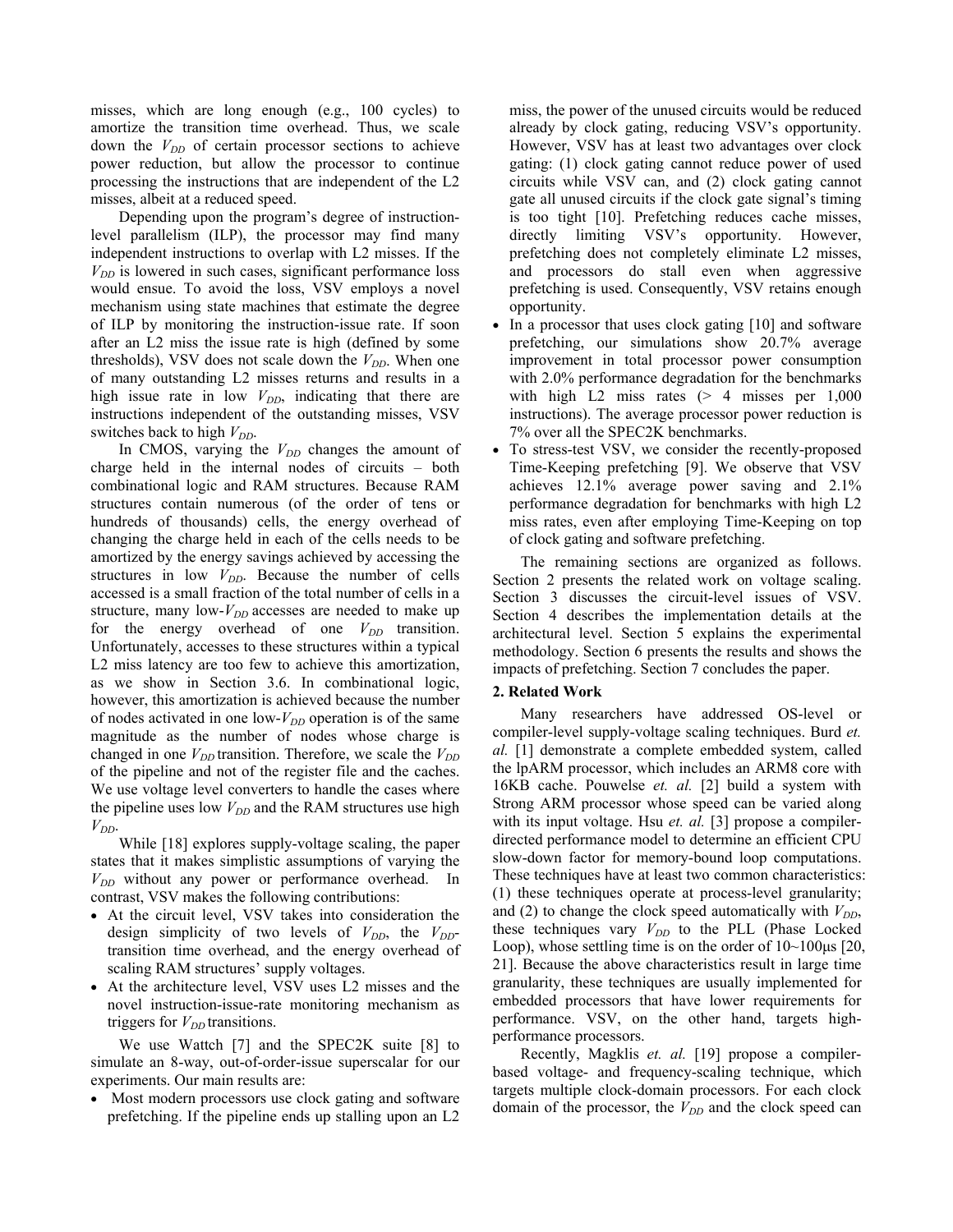misses, which are long enough (e.g., 100 cycles) to amortize the transition time overhead. Thus, we scale down the $V_{DD}$ of certain processor sections to achieve power reduction, but allow the processor to continue processing the instructions that are independent of the L2 misses, albeit at a reduced speed.

Depending upon the program's degree of instruction-level parallelism (ILP), the processor may find many independent instructions to overlap with L2 misses. If the $V_{DD}$ is lowered in such cases, significant performance loss would ensue. To avoid the loss, VSV employs a novel mechanism using state machines that estimate the degree of ILP by monitoring the instruction-issue rate. If soon after an L2 miss the issue rate is high (defined by some thresholds), VSV does not scale down the $V_{DD}$. When one of many outstanding L2 misses returns and results in a high issue rate in low $V_{DD}$, indicating that there are instructions independent of the outstanding misses, VSV switches back to high $V_{DD}$.

In CMOS, varying the $V_{DD}$ changes the amount of charge held in the internal nodes of circuits – both combinational logic and RAM structures. Because RAM structures contain numerous (of the order of tens or hundreds of thousands) cells, the energy overhead of changing the charge held in each of the cells needs to be amortized by the energy savings achieved by accessing the structures in low $V_{DD}$. Because the number of cells accessed is a small fraction of the total number of cells in a structure, many low-$V_{DD}$ accesses are needed to make up for the energy overhead of one $V_{DD}$ transition. Unfortunately, accesses to these structures within a typical L2 miss latency are too few to achieve this amortization, as we show in Section 3.6. In combinational logic, however, this amortization is achieved because the number of nodes activated in one low-$V_{DD}$ operation is of the same magnitude as the number of nodes whose charge is changed in one $V_{DD}$ transition. Therefore, we scale the $V_{DD}$ of the pipeline and not of the register file and the caches. We use voltage level converters to handle the cases where the pipeline uses low $V_{DD}$ and the RAM structures use high $V_{DD}$.

While [18] explores supply-voltage scaling, the paper states that it makes simplistic assumptions of varying the $V_{DD}$ without any power or performance overhead. In contrast, VSV makes the following contributions:

- At the circuit level, VSV takes into consideration the design simplicity of two levels of $V_{DD}$, the $V_{DD}$-transition time overhead, and the energy overhead of scaling RAM structures' supply voltages.
- At the architecture level, VSV uses L2 misses and the novel instruction-issue-rate monitoring mechanism as triggers for $V_{DD}$ transitions.

We use Wattch [7] and the SPEC2K suite [8] to simulate an 8-way, out-of-order-issue superscalar for our experiments. Our main results are:

- Most modern processors use clock gating and software prefetching. If the pipeline ends up stalling upon an L2 miss, the power of the unused circuits would be reduced already by clock gating, reducing VSV's opportunity. However, VSV has at least two advantages over clock gating: (1) clock gating cannot reduce power of used circuits while VSV can, and (2) clock gating cannot gate all unused circuits if the clock gate signal's timing is too tight [10]. Prefetching reduces cache misses, directly limiting VSV's opportunity. However, prefetching does not completely eliminate L2 misses, and processors do stall even when aggressive prefetching is used. Consequently, VSV retains enough opportunity.
- In a processor that uses clock gating [10] and software prefetching, our simulations show 20.7% average improvement in total processor power consumption with 2.0% performance degradation for the benchmarks with high L2 miss rates (> 4 misses per 1,000 instructions). The average processor power reduction is 7% over all the SPEC2K benchmarks.
- To stress-test VSV, we consider the recently-proposed Time-Keeping prefetching [9]. We observe that VSV achieves 12.1% average power saving and 2.1% performance degradation for benchmarks with high L2 miss rates, even after employing Time-Keeping on top of clock gating and software prefetching.

The remaining sections are organized as follows. Section 2 presents the related work on voltage scaling. Section 3 discusses the circuit-level issues of VSV. Section 4 describes the implementation details at the architectural level. Section 5 explains the experimental methodology. Section 6 presents the results and shows the impacts of prefetching. Section 7 concludes the paper.

## 2. Related Work

Many researchers have addressed OS-level or compiler-level supply-voltage scaling techniques. Burd *et al.* [1] demonstrate a complete embedded system, called the lpARM processor, which includes an ARM8 core with 16KB cache. Pouwelse *et. al.* [2] build a system with Strong ARM processor whose speed can be varied along with its input voltage. Hsu *et. al.* [3] propose a compiler-directed performance model to determine an efficient CPU slow-down factor for memory-bound loop computations. These techniques have at least two common characteristics: (1) these techniques operate at process-level granularity; and (2) to change the clock speed automatically with $V_{DD}$, these techniques vary $V_{DD}$ to the PLL (Phase Locked Loop), whose settling time is on the order of 10~100µs [20, 21]. Because the above characteristics result in large time granularity, these techniques are usually implemented for embedded processors that have lower requirements for performance. VSV, on the other hand, targets high-performance processors.

Recently, Magklis *et. al.* [19] propose a compiler-based voltage- and frequency-scaling technique, which targets multiple clock-domain processors. For each clock domain of the processor, the $V_{DD}$ and the clock speed can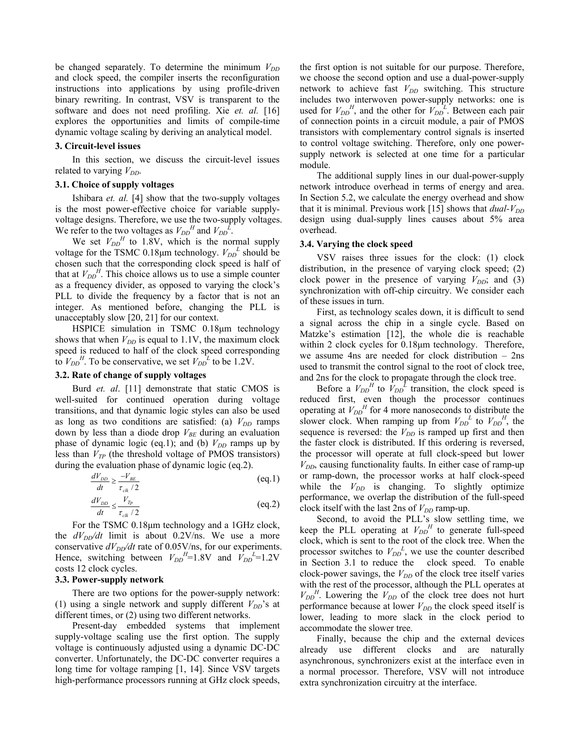be changed separately. To determine the minimum $V_{DD}$ and clock speed, the compiler inserts the reconfiguration instructions into applications by using profile-driven binary rewriting. In contrast, VSV is transparent to the software and does not need profiling. Xie *et. al.* [16] explores the opportunities and limits of compile-time dynamic voltage scaling by deriving an analytical model.

### 3. Circuit-level issues

In this section, we discuss the circuit-level issues related to varying $V_{DD}$.

### 3.1. Choice of supply voltages

Ishibara *et. al.* [4] show that the two-supply voltages is the most power-effective choice for variable supply-voltage designs. Therefore, we use the two-supply voltages. We refer to the two voltages as $V_{DD}^H$ and $V_{DD}^L$.

We set $V_{DD}^H$ to 1.8V, which is the normal supply voltage for the TSMC 0.18μm technology. $V_{DD}^L$ should be chosen such that the corresponding clock speed is half of that at $V_{DD}^H$. This choice allows us to use a simple counter as a frequency divider, as opposed to varying the clock's PLL to divide the frequency by a factor that is not an integer. As mentioned before, changing the PLL is unacceptably slow [20, 21] for our context.

HSPICE simulation in TSMC 0.18μm technology shows that when $V_{DD}$ is equal to 1.1V, the maximum clock speed is reduced to half of the clock speed corresponding to $V_{DD}^H$. To be conservative, we set $V_{DD}^L$ to be 1.2V.

### 3.2. Rate of change of supply voltages

Burd *et. al*. [11] demonstrate that static CMOS is well-suited for continued operation during voltage transitions, and that dynamic logic styles can also be used as long as two conditions are satisfied: (a) $V_{DD}$ ramps down by less than a diode drop $V_{BE}$ during an evaluation phase of dynamic logic (eq.1); and (b) $V_{DD}$ ramps up by less than $V_{TP}$ (the threshold voltage of PMOS transistors) during the evaluation phase of dynamic logic (eq.2).

$$\frac{dV_{DD}}{dt} \geq \frac{-V_{BE}}{\tau_{clk}/2} \qquad \text{(eq.1)}$$

$$\frac{dV_{DD}}{dt} \leq \frac{V_{Tp}}{\tau_{clk}/2} \qquad \text{(eq.2)}$$

For the TSMC 0.18μm technology and a 1GHz clock, the $dV_{DD}/dt$ limit is about 0.2V/ns. We use a more conservative $dV_{DD}/dt$ rate of 0.05V/ns, for our experiments. Hence, switching between $V_{DD}^H$=1.8V and $V_{DD}^L$=1.2V costs 12 clock cycles.

### 3.3. Power-supply network

There are two options for the power-supply network: (1) using a single network and supply different $V_{DD}$'s at different times, or (2) using two different networks.

Present-day embedded systems that implement supply-voltage scaling use the first option. The supply voltage is continuously adjusted using a dynamic DC-DC converter. Unfortunately, the DC-DC converter requires a long time for voltage ramping [1, 14]. Since VSV targets high-performance processors running at GHz clock speeds, the first option is not suitable for our purpose. Therefore, we choose the second option and use a dual-power-supply network to achieve fast $V_{DD}$ switching. This structure includes two interwoven power-supply networks: one is used for $V_{DD}^H$, and the other for $V_{DD}^L$. Between each pair of connection points in a circuit module, a pair of PMOS transistors with complementary control signals is inserted to control voltage switching. Therefore, only one power-supply network is selected at one time for a particular module.

The additional supply lines in our dual-power-supply network introduce overhead in terms of energy and area. In Section 5.2, we calculate the energy overhead and show that it is minimal. Previous work [15] shows that *dual-$V_{DD}$* design using dual-supply lines causes about 5% area overhead.

### 3.4. Varying the clock speed

VSV raises three issues for the clock: (1) clock distribution, in the presence of varying clock speed; (2) clock power in the presence of varying $V_{DD}$; and (3) synchronization with off-chip circuitry. We consider each of these issues in turn.

First, as technology scales down, it is difficult to send a signal across the chip in a single cycle. Based on Matzke's estimation [12], the whole die is reachable within 2 clock cycles for 0.18μm technology. Therefore, we assume 4ns are needed for clock distribution – 2ns used to transmit the control signal to the root of clock tree, and 2ns for the clock to propagate through the clock tree.

Before a $V_{DD}^H$ to $V_{DD}^L$ transition, the clock speed is reduced first, even though the processor continues operating at $V_{DD}^H$ for 4 more nanoseconds to distribute the slower clock. When ramping up from $V_{DD}^L$ to $V_{DD}^H$, the sequence is reversed: the $V_{DD}$ is ramped up first and then the faster clock is distributed. If this ordering is reversed, the processor will operate at full clock-speed but lower $V_{DD}$, causing functionality faults. In either case of ramp-up or ramp-down, the processor works at half clock-speed while the $V_{DD}$ is changing. To slightly optimize performance, we overlap the distribution of the full-speed clock itself with the last 2ns of $V_{DD}$ ramp-up.

Second, to avoid the PLL's slow settling time, we keep the PLL operating at $V_{DD}^H$ to generate full-speed clock, which is sent to the root of the clock tree. When the processor switches to $V_{DD}^L$, we use the counter described in Section 3.1 to reduce the clock speed. To enable clock-power savings, the $V_{DD}$ of the clock tree itself varies with the rest of the processor, although the PLL operates at $V_{DD}^H$. Lowering the $V_{DD}$ of the clock tree does not hurt performance because at lower $V_{DD}$ the clock speed itself is lower, leading to more slack in the clock period to accommodate the slower tree.

Finally, because the chip and the external devices already use different clocks and are naturally asynchronous, synchronizers exist at the interface even in a normal processor. Therefore, VSV will not introduce extra synchronization circuitry at the interface.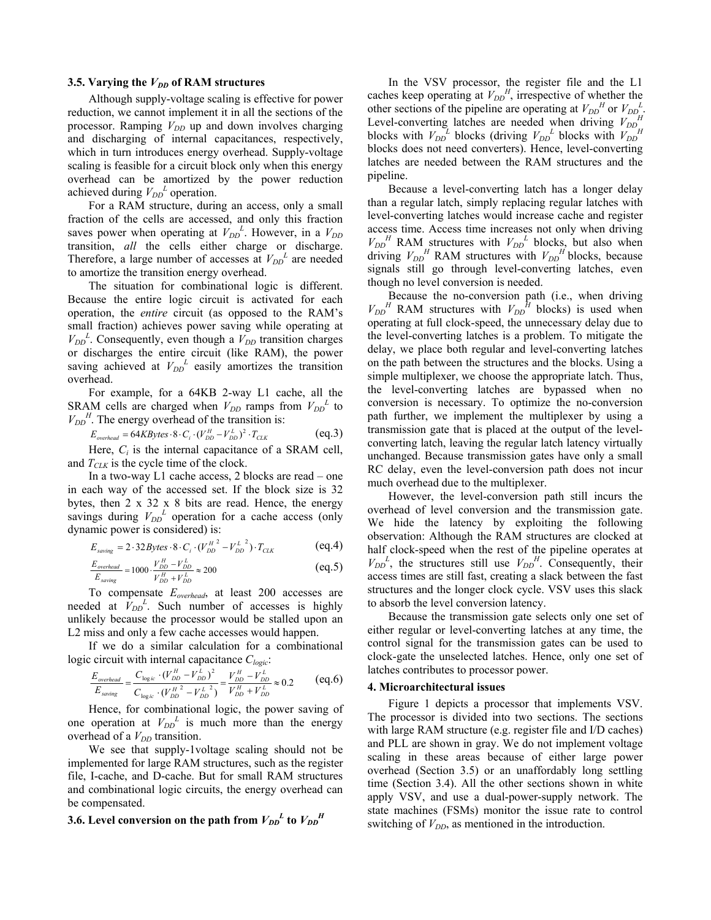### 3.5. Varying the $V_{DD}$ of RAM structures

Although supply-voltage scaling is effective for power reduction, we cannot implement it in all the sections of the processor. Ramping $V_{DD}$ up and down involves charging and discharging of internal capacitances, respectively, which in turn introduces energy overhead. Supply-voltage scaling is feasible for a circuit block only when this energy overhead can be amortized by the power reduction achieved during $V_{DD}^L$ operation.

For a RAM structure, during an access, only a small fraction of the cells are accessed, and only this fraction saves power when operating at $V_{DD}^L$. However, in a $V_{DD}$ transition, *all* the cells either charge or discharge. Therefore, a large number of accesses at $V_{DD}^L$ are needed to amortize the transition energy overhead.

The situation for combinational logic is different. Because the entire logic circuit is activated for each operation, the *entire* circuit (as opposed to the RAM's small fraction) achieves power saving while operating at $V_{DD}^L$. Consequently, even though a $V_{DD}$ transition charges or discharges the entire circuit (like RAM), the power saving achieved at $V_{DD}^L$ easily amortizes the transition overhead.

For example, for a 64KB 2-way L1 cache, all the SRAM cells are charged when $V_{DD}$ ramps from $V_{DD}^L$ to $V_{DD}^H$. The energy overhead of the transition is:

$$E_{overhead} = 64KBytes \cdot 8 \cdot C_i \cdot (V_{DD}^H - V_{DD}^L)^2 \cdot T_{CLK} \quad \text{(eq.3)}$$

Here, $C_i$ is the internal capacitance of a SRAM cell, and $T_{CLK}$ is the cycle time of the clock.

In a two-way L1 cache access, 2 blocks are read – one in each way of the accessed set. If the block size is 32 bytes, then 2 x 32 x 8 bits are read. Hence, the energy savings during $V_{DD}^L$ operation for a cache access (only dynamic power is considered) is:

$$E_{saving} = 2 \cdot 32Bytes \cdot 8 \cdot C_i \cdot ({V_{DD}^H}^2 - {V_{DD}^L}^2) \cdot T_{CLK} \quad \text{(eq.4)}$$

$$\frac{E_{overhead}}{E_{saving}} = 1000 \cdot \frac{V_{DD}^H - V_{DD}^L}{V_{DD}^H + V_{DD}^L} \approx 200 \quad \text{(eq.5)}$$

To compensate $E_{overhead}$, at least 200 accesses are needed at $V_{DD}^L$. Such number of accesses is highly unlikely because the processor would be stalled upon an L2 miss and only a few cache accesses would happen.

If we do a similar calculation for a combinational logic circuit with internal capacitance $C_{logic}$:

$$\frac{E_{overhead}}{E_{saving}} = \frac{C_{logic} \cdot (V_{DD}^H - V_{DD}^L)^2}{C_{logic} \cdot ({V_{DD}^H}^2 - {V_{DD}^L}^2)} = \frac{V_{DD}^H - V_{DD}^L}{V_{DD}^H + V_{DD}^L} \approx 0.2 \quad \text{(eq.6)}$$

Hence, for combinational logic, the power saving of one operation at $V_{DD}^L$ is much more than the energy overhead of a $V_{DD}$ transition.

We see that supply-1voltage scaling should not be implemented for large RAM structures, such as the register file, I-cache, and D-cache. But for small RAM structures and combinational logic circuits, the energy overhead can be compensated.

### 3.6. Level conversion on the path from $V_{DD}^L$ to $V_{DD}^H$

In the VSV processor, the register file and the L1 caches keep operating at $V_{DD}^H$, irrespective of whether the other sections of the pipeline are operating at $V_{DD}^H$ or $V_{DD}^L$. Level-converting latches are needed when driving $V_{DD}^H$ blocks with $V_{DD}^L$ blocks (driving $V_{DD}^L$ blocks with $V_{DD}^H$ blocks does not need converters). Hence, level-converting latches are needed between the RAM structures and the pipeline.

Because a level-converting latch has a longer delay than a regular latch, simply replacing regular latches with level-converting latches would increase cache and register access time. Access time increases not only when driving $V_{DD}^H$ RAM structures with $V_{DD}^L$ blocks, but also when driving $V_{DD}^H$ RAM structures with $V_{DD}^H$ blocks, because signals still go through level-converting latches, even though no level conversion is needed.

Because the no-conversion path (i.e., when driving $V_{DD}^H$ RAM structures with $V_{DD}^H$ blocks) is used when operating at full clock-speed, the unnecessary delay due to the level-converting latches is a problem. To mitigate the delay, we place both regular and level-converting latches on the path between the structures and the blocks. Using a simple multiplexer, we choose the appropriate latch. Thus, the level-converting latches are bypassed when no conversion is necessary. To optimize the no-conversion path further, we implement the multiplexer by using a transmission gate that is placed at the output of the level-converting latch, leaving the regular latch latency virtually unchanged. Because transmission gates have only a small RC delay, even the level-conversion path does not incur much overhead due to the multiplexer.

However, the level-conversion path still incurs the overhead of level conversion and the transmission gate. We hide the latency by exploiting the following observation: Although the RAM structures are clocked at half clock-speed when the rest of the pipeline operates at $V_{DD}^L$, the structures still use $V_{DD}^H$. Consequently, their access times are still fast, creating a slack between the fast structures and the longer clock cycle. VSV uses this slack to absorb the level conversion latency.

Because the transmission gate selects only one set of either regular or level-converting latches at any time, the control signal for the transmission gates can be used to clock-gate the unselected latches. Hence, only one set of latches contributes to processor power.

## 4. Microarchitectural issues

Figure 1 depicts a processor that implements VSV. The processor is divided into two sections. The sections with large RAM structure (e.g. register file and I/D caches) and PLL are shown in gray. We do not implement voltage scaling in these areas because of either large power overhead (Section 3.5) or an unaffordably long settling time (Section 3.4). All the other sections shown in white apply VSV, and use a dual-power-supply network. The state machines (FSMs) monitor the issue rate to control switching of $V_{DD}$, as mentioned in the introduction.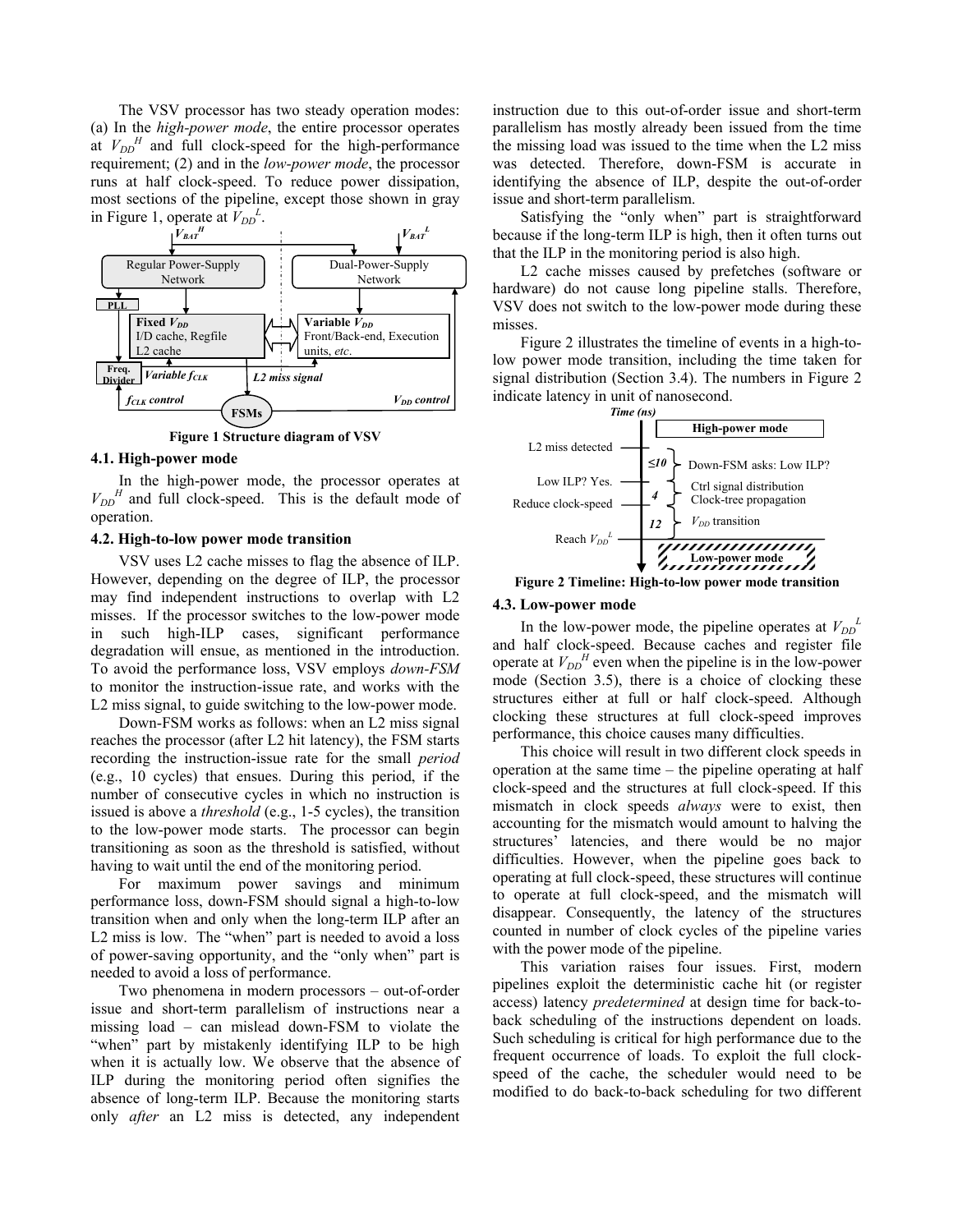The VSV processor has two steady operation modes: (a) In the *high-power mode*, the entire processor operates at $V_{DD}^H$ and full clock-speed for the high-performance requirement; (2) and in the *low-power mode*, the processor runs at half clock-speed. To reduce power dissipation, most sections of the pipeline, except those shown in gray in Figure 1, operate at $V_{DD}^L$.

**Figure 1 Structure diagram of VSV**

### 4.1. High-power mode

In the high-power mode, the processor operates at $V_{DD}^H$ and full clock-speed. This is the default mode of operation.

### 4.2. High-to-low power mode transition

VSV uses L2 cache misses to flag the absence of ILP. However, depending on the degree of ILP, the processor may find independent instructions to overlap with L2 misses. If the processor switches to the low-power mode in such high-ILP cases, significant performance degradation will ensue, as mentioned in the introduction. To avoid the performance loss, VSV employs *down-FSM* to monitor the instruction-issue rate, and works with the L2 miss signal, to guide switching to the low-power mode.

Down-FSM works as follows: when an L2 miss signal reaches the processor (after L2 hit latency), the FSM starts recording the instruction-issue rate for the small *period* (e.g., 10 cycles) that ensues. During this period, if the number of consecutive cycles in which no instruction is issued is above a *threshold* (e.g., 1-5 cycles), the transition to the low-power mode starts. The processor can begin transitioning as soon as the threshold is satisfied, without having to wait until the end of the monitoring period.

For maximum power savings and minimum performance loss, down-FSM should signal a high-to-low transition when and only when the long-term ILP after an L2 miss is low. The "when" part is needed to avoid a loss of power-saving opportunity, and the "only when" part is needed to avoid a loss of performance.

Two phenomena in modern processors – out-of-order issue and short-term parallelism of instructions near a missing load – can mislead down-FSM to violate the "when" part by mistakenly identifying ILP to be high when it is actually low. We observe that the absence of ILP during the monitoring period often signifies the absence of long-term ILP. Because the monitoring starts only *after* an L2 miss is detected, any independent instruction due to this out-of-order issue and short-term parallelism has mostly already been issued from the time the missing load was issued to the time when the L2 miss was detected. Therefore, down-FSM is accurate in identifying the absence of ILP, despite the out-of-order issue and short-term parallelism.

Satisfying the "only when" part is straightforward because if the long-term ILP is high, then it often turns out that the ILP in the monitoring period is also high.

L2 cache misses caused by prefetches (software or hardware) do not cause long pipeline stalls. Therefore, VSV does not switch to the low-power mode during these misses.

Figure 2 illustrates the timeline of events in a high-to-low power mode transition, including the time taken for signal distribution (Section 3.4). The numbers in Figure 2 indicate latency in unit of nanosecond.

**Figure 2 Timeline: High-to-low power mode transition**

### 4.3. Low-power mode

In the low-power mode, the pipeline operates at $V_{DD}^L$ and half clock-speed. Because caches and register file operate at $V_{DD}^H$ even when the pipeline is in the low-power mode (Section 3.5), there is a choice of clocking these structures either at full or half clock-speed. Although clocking these structures at full clock-speed improves performance, this choice causes many difficulties.

This choice will result in two different clock speeds in operation at the same time – the pipeline operating at half clock-speed and the structures at full clock-speed. If this mismatch in clock speeds *always* were to exist, then accounting for the mismatch would amount to halving the structures' latencies, and there would be no major difficulties. However, when the pipeline goes back to operating at full clock-speed, these structures will continue to operate at full clock-speed, and the mismatch will disappear. Consequently, the latency of the structures counted in number of clock cycles of the pipeline varies with the power mode of the pipeline.

This variation raises four issues. First, modern pipelines exploit the deterministic cache hit (or register access) latency *predetermined* at design time for back-to-back scheduling of the instructions dependent on loads. Such scheduling is critical for high performance due to the frequent occurrence of loads. To exploit the full clock-speed of the cache, the scheduler would need to be modified to do back-to-back scheduling for two different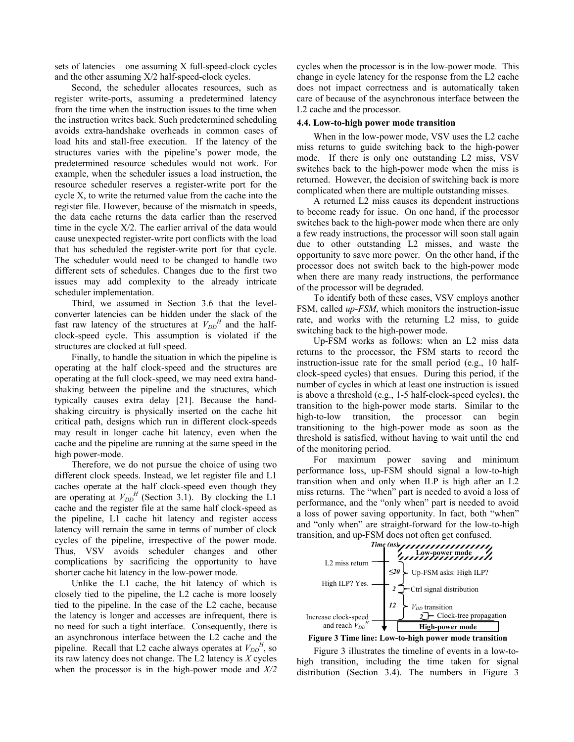sets of latencies – one assuming X full-speed-clock cycles and the other assuming X/2 half-speed-clock cycles.

Second, the scheduler allocates resources, such as register write-ports, assuming a predetermined latency from the time when the instruction issues to the time when the instruction writes back. Such predetermined scheduling avoids extra-handshake overheads in common cases of load hits and stall-free execution. If the latency of the structures varies with the pipeline's power mode, the predetermined resource schedules would not work. For example, when the scheduler issues a load instruction, the resource scheduler reserves a register-write port for the cycle X, to write the returned value from the cache into the register file. However, because of the mismatch in speeds, the data cache returns the data earlier than the reserved time in the cycle X/2. The earlier arrival of the data would cause unexpected register-write port conflicts with the load that has scheduled the register-write port for that cycle. The scheduler would need to be changed to handle two different sets of schedules. Changes due to the first two issues may add complexity to the already intricate scheduler implementation.

Third, we assumed in Section 3.6 that the level-converter latencies can be hidden under the slack of the fast raw latency of the structures at $V_{DD}^H$ and the half-clock-speed cycle. This assumption is violated if the structures are clocked at full speed.

Finally, to handle the situation in which the pipeline is operating at the half clock-speed and the structures are operating at the full clock-speed, we may need extra hand-shaking between the pipeline and the structures, which typically causes extra delay [21]. Because the hand-shaking circuitry is physically inserted on the cache hit critical path, designs which run in different clock-speeds may result in longer cache hit latency, even when the cache and the pipeline are running at the same speed in the high power-mode.

Therefore, we do not pursue the choice of using two different clock speeds. Instead, we let register file and L1 caches operate at the half clock-speed even though they are operating at $V_{DD}^H$ (Section 3.1). By clocking the L1 cache and the register file at the same half clock-speed as the pipeline, L1 cache hit latency and register access latency will remain the same in terms of number of clock cycles of the pipeline, irrespective of the power mode. Thus, VSV avoids scheduler changes and other complications by sacrificing the opportunity to have shorter cache hit latency in the low-power mode.

Unlike the L1 cache, the hit latency of which is closely tied to the pipeline, the L2 cache is more loosely tied to the pipeline. In the case of the L2 cache, because the latency is longer and accesses are infrequent, there is no need for such a tight interface. Consequently, there is an asynchronous interface between the L2 cache and the pipeline. Recall that L2 cache always operates at $V_{DD}^H$, so its raw latency does not change. The L2 latency is *X* cycles when the processor is in the high-power mode and *X/2* cycles when the processor is in the low-power mode. This change in cycle latency for the response from the L2 cache does not impact correctness and is automatically taken care of because of the asynchronous interface between the L2 cache and the processor.

### 4.4. Low-to-high power mode transition

When in the low-power mode, VSV uses the L2 cache miss returns to guide switching back to the high-power mode. If there is only one outstanding L2 miss, VSV switches back to the high-power mode when the miss is returned. However, the decision of switching back is more complicated when there are multiple outstanding misses.

A returned L2 miss causes its dependent instructions to become ready for issue. On one hand, if the processor switches back to the high-power mode when there are only a few ready instructions, the processor will soon stall again due to other outstanding L2 misses, and waste the opportunity to save more power. On the other hand, if the processor does not switch back to the high-power mode when there are many ready instructions, the performance of the processor will be degraded.

To identify both of these cases, VSV employs another FSM, called *up-FSM*, which monitors the instruction-issue rate, and works with the returning L2 miss, to guide switching back to the high-power mode.

Up-FSM works as follows: when an L2 miss data returns to the processor, the FSM starts to record the instruction-issue rate for the small period (e.g., 10 half-clock-speed cycles) that ensues. During this period, if the number of cycles in which at least one instruction is issued is above a threshold (e.g., 1-5 half-clock-speed cycles), the transition to the high-power mode starts. Similar to the high-to-low transition, the processor can begin transitioning to the high-power mode as soon as the threshold is satisfied, without having to wait until the end of the monitoring period.

For maximum power saving and minimum performance loss, up-FSM should signal a low-to-high transition when and only when ILP is high after an L2 miss returns. The "when" part is needed to avoid a loss of performance, and the "only when" part is needed to avoid a loss of power saving opportunity. In fact, both "when" and "only when" are straight-forward for the low-to-high transition, and up-FSM does not often get confused.

| Time (ns) | | Low-power mode |
|---|---|---|
| L2 miss return | ≤20 | Up-FSM asks: High ILP? |
| High ILP? Yes. | 2 | Ctrl signal distribution |
| | 12 | $V_{DD}$ transition |
| Increase clock-speed and reach $V_{DD}^H$ | 2 | Clock-tree propagation |
| | | High-power mode |

**Figure 3 Time line: Low-to-High power mode transition**

Figure 3 illustrates the timeline of events in a low-to-high transition, including the time taken for signal distribution (Section 3.4). The numbers in Figure 3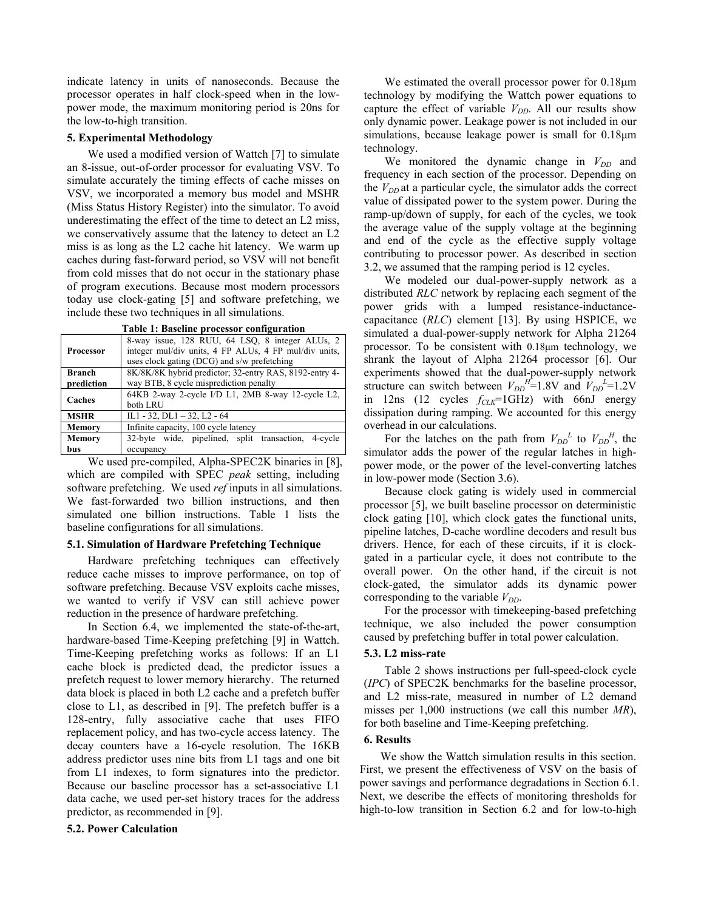indicate latency in units of nanoseconds. Because the processor operates in half clock-speed when in the low-power mode, the maximum monitoring period is 20ns for the low-to-high transition.

## 5. Experimental Methodology

We used a modified version of Wattch [7] to simulate an 8-issue, out-of-order processor for evaluating VSV. To simulate accurately the timing effects of cache misses on VSV, we incorporated a memory bus model and MSHR (Miss Status History Register) into the simulator. To avoid underestimating the effect of the time to detect an L2 miss, we conservatively assume that the latency to detect an L2 miss is as long as the L2 cache hit latency. We warm up caches during fast-forward period, so VSV will not benefit from cold misses that do not occur in the stationary phase of program executions. Because most modern processors today use clock-gating [5] and software prefetching, we include these two techniques in all simulations.

**Table 1: Baseline processor configuration**

| | |
|---|---|
| **Processor** | 8-way issue, 128 RUU, 64 LSQ, 8 integer ALUs, 2 integer mul/div units, 4 FP ALUs, 4 FP mul/div units, uses clock gating (DCG) and s/w prefetching |
| **Branch prediction** | 8K/8K/8K hybrid predictor; 32-entry RAS, 8192-entry 4-way BTB, 8 cycle misprediction penalty |
| **Caches** | 64KB 2-way 2-cycle I/D L1, 2MB 8-way 12-cycle L2, both LRU |
| **MSHR** | IL1 - 32, DL1 – 32, L2 - 64 |
| **Memory** | Infinite capacity, 100 cycle latency |
| **Memory bus** | 32-byte wide, pipelined, split transaction, 4-cycle occupancy |

We used pre-compiled, Alpha-SPEC2K binaries in [8], which are compiled with SPEC *peak* setting, including software prefetching. We used *ref* inputs in all simulations. We fast-forwarded two billion instructions, and then simulated one billion instructions. Table 1 lists the baseline configurations for all simulations.

### 5.1. Simulation of Hardware Prefetching Technique

Hardware prefetching techniques can effectively reduce cache misses to improve performance, on top of software prefetching. Because VSV exploits cache misses, we wanted to verify if VSV can still achieve power reduction in the presence of hardware prefetching.

In Section 6.4, we implemented the state-of-the-art, hardware-based Time-Keeping prefetching [9] in Wattch. Time-Keeping prefetching works as follows: If an L1 cache block is predicted dead, the predictor issues a prefetch request to lower memory hierarchy. The returned data block is placed in both L2 cache and a prefetch buffer close to L1, as described in [9]. The prefetch buffer is a 128-entry, fully associative cache that uses FIFO replacement policy, and has two-cycle access latency. The decay counters have a 16-cycle resolution. The 16KB address predictor uses nine bits from L1 tags and one bit from L1 indexes, to form signatures into the predictor. Because our baseline processor has a set-associative L1 data cache, we used per-set history traces for the address predictor, as recommended in [9].

### 5.2. Power Calculation

We estimated the overall processor power for 0.18μm technology by modifying the Wattch power equations to capture the effect of variable $V_{DD}$. All our results show only dynamic power. Leakage power is not included in our simulations, because leakage power is small for 0.18μm technology.

We monitored the dynamic change in $V_{DD}$ and frequency in each section of the processor. Depending on the $V_{DD}$ at a particular cycle, the simulator adds the correct value of dissipated power to the system power. During the ramp-up/down of supply, for each of the cycles, we took the average value of the supply voltage at the beginning and end of the cycle as the effective supply voltage contributing to processor power. As described in section 3.2, we assumed that the ramping period is 12 cycles.

We modeled our dual-power-supply network as a distributed *RLC* network by replacing each segment of the power grids with a lumped resistance-inductance-capacitance (*RLC*) element [13]. By using HSPICE, we simulated a dual-power-supply network for Alpha 21264 processor. To be consistent with 0.18μm technology, we shrank the layout of Alpha 21264 processor [6]. Our experiments showed that the dual-power-supply network structure can switch between $V_{DD}^H$=1.8V and $V_{DD}^L$=1.2V in 12ns (12 cycles $f_{CLK}$=1GHz) with 66nJ energy dissipation during ramping. We accounted for this energy overhead in our calculations.

For the latches on the path from $V_{DD}^L$ to $V_{DD}^H$, the simulator adds the power of the regular latches in high-power mode, or the power of the level-converting latches in low-power mode (Section 3.6).

Because clock gating is widely used in commercial processor [5], we built baseline processor on deterministic clock gating [10], which clock gates the functional units, pipeline latches, D-cache wordline decoders and result bus drivers. Hence, for each of these circuits, if it is clock-gated in a particular cycle, it does not contribute to the overall power. On the other hand, if the circuit is not clock-gated, the simulator adds its dynamic power corresponding to the variable $V_{DD}$.

For the processor with timekeeping-based prefetching technique, we also included the power consumption caused by prefetching buffer in total power calculation.

### 5.3. L2 miss-rate

Table 2 shows instructions per full-speed-clock cycle (*IPC*) of SPEC2K benchmarks for the baseline processor, and L2 miss-rate, measured in number of L2 demand misses per 1,000 instructions (we call this number *MR*), for both baseline and Time-Keeping prefetching.

## 6. Results

We show the Wattch simulation results in this section. First, we present the effectiveness of VSV on the basis of power savings and performance degradations in Section 6.1. Next, we describe the effects of monitoring thresholds for high-to-low transition in Section 6.2 and for low-to-high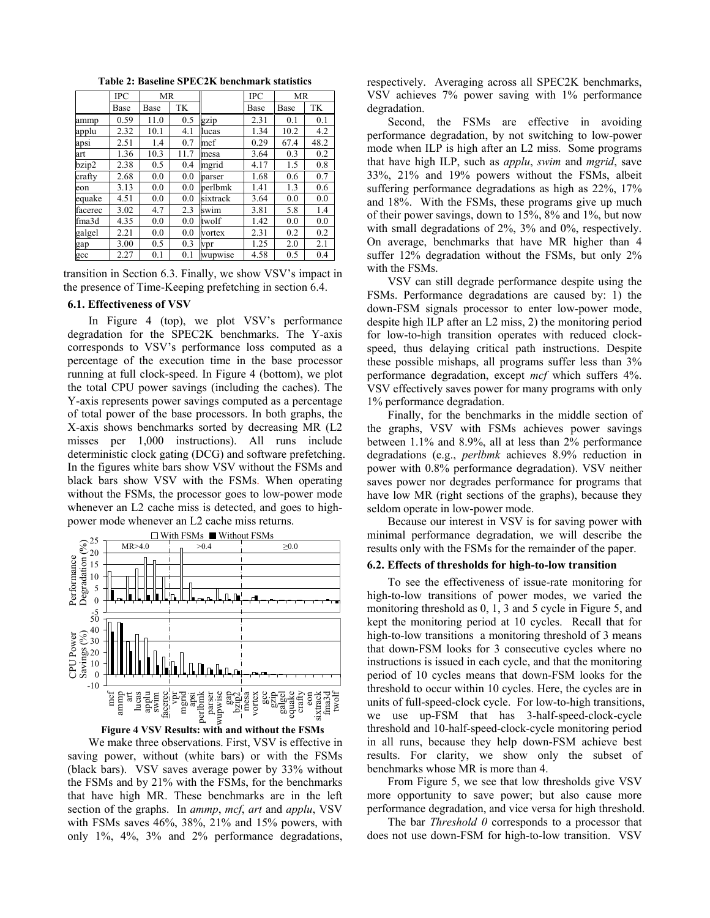**Table 2: Baseline SPEC2K benchmark statistics**

| | IPC | MR | | | IPC | MR | |
|---|---|---|---|---|---|---|---|
| | Base | Base | TK | | Base | Base | TK |
| ammp | 0.59 | 11.0 | 0.5 | gzip | 2.31 | 0.1 | 0.1 |
| applu | 2.32 | 10.1 | 4.1 | lucas | 1.34 | 10.2 | 4.2 |
| apsi | 2.51 | 1.4 | 0.7 | mcf | 0.29 | 67.4 | 48.2 |
| art | 1.36 | 10.3 | 11.7 | mesa | 3.64 | 0.3 | 0.2 |
| bzip2 | 2.38 | 0.5 | 0.4 | mgrid | 4.17 | 1.5 | 0.8 |
| crafty | 2.68 | 0.0 | 0.0 | parser | 1.68 | 0.6 | 0.7 |
| eon | 3.13 | 0.0 | 0.0 | perlbmk | 1.41 | 1.3 | 0.6 |
| equake | 4.51 | 0.0 | 0.0 | sixtrack | 3.64 | 0.0 | 0.0 |
| facerec | 3.02 | 4.7 | 2.3 | swim | 3.81 | 5.8 | 1.4 |
| fma3d | 4.35 | 0.0 | 0.0 | twolf | 1.42 | 0.0 | 0.0 |
| galgel | 2.21 | 0.0 | 0.0 | vortex | 2.31 | 0.2 | 0.2 |
| gap | 3.00 | 0.5 | 0.3 | vpr | 1.25 | 2.0 | 2.1 |
| gcc | 2.27 | 0.1 | 0.1 | wupwise | 4.58 | 0.5 | 0.4 |

transition in Section 6.3. Finally, we show VSV's impact in the presence of Time-Keeping prefetching in section 6.4.

### 6.1. Effectiveness of VSV

In Figure 4 (top), we plot VSV's performance degradation for the SPEC2K benchmarks. The Y-axis corresponds to VSV's performance loss computed as a percentage of the execution time in the base processor running at full clock-speed. In Figure 4 (bottom), we plot the total CPU power savings (including the caches). The Y-axis represents power savings computed as a percentage of total power of the base processors. In both graphs, the X-axis shows benchmarks sorted by decreasing MR (L2 misses per 1,000 instructions). All runs include deterministic clock gating (DCG) and software prefetching. In the figures white bars show VSV without the FSMs and black bars show VSV with the FSMs. When operating without the FSMs, the processor goes to low-power mode whenever an L2 cache miss is detected, and goes to high-power mode whenever an L2 cache miss returns.

**Figure 4 VSV Results: with and without the FSMs**

We make three observations. First, VSV is effective in saving power, without (white bars) or with the FSMs (black bars). VSV saves average power by 33% without the FSMs and by 21% with the FSMs, for the benchmarks that have high MR. These benchmarks are in the left section of the graphs. In *ammp*, *mcf*, *art* and *applu*, VSV with FSMs saves 46%, 38%, 21% and 15% powers, with only 1%, 4%, 3% and 2% performance degradations, respectively. Averaging across all SPEC2K benchmarks, VSV achieves 7% power saving with 1% performance degradation.

Second, the FSMs are effective in avoiding performance degradation, by not switching to low-power mode when ILP is high after an L2 miss. Some programs that have high ILP, such as *applu*, *swim* and *mgrid*, save 33%, 21% and 19% powers without the FSMs, albeit suffering performance degradations as high as 22%, 17% and 18%. With the FSMs, these programs give up much of their power savings, down to 15%, 8% and 1%, but now with small degradations of 2%, 3% and 0%, respectively. On average, benchmarks that have MR higher than 4 suffer 12% degradation without the FSMs, but only 2% with the FSMs.

VSV can still degrade performance despite using the FSMs. Performance degradations are caused by: 1) the down-FSM signals processor to enter low-power mode, despite high ILP after an L2 miss, 2) the monitoring period for low-to-high transition operates with reduced clock-speed, thus delaying critical path instructions. Despite these possible mishaps, all programs suffer less than 3% performance degradation, except *mcf* which suffers 4%. VSV effectively saves power for many programs with only 1% performance degradation.

Finally, for the benchmarks in the middle section of the graphs, VSV with FSMs achieves power savings between 1.1% and 8.9%, all at less than 2% performance degradations (e.g., *perlbmk* achieves 8.9% reduction in power with 0.8% performance degradation). VSV neither saves power nor degrades performance for programs that have low MR (right sections of the graphs), because they seldom operate in low-power mode.

Because our interest in VSV is for saving power with minimal performance degradation, we will describe the results only with the FSMs for the remainder of the paper.

### 6.2. Effects of thresholds for high-to-low transition

To see the effectiveness of issue-rate monitoring for high-to-low transitions of power modes, we varied the monitoring threshold as 0, 1, 3 and 5 cycle in Figure 5, and kept the monitoring period at 10 cycles. Recall that for high-to-low transitions a monitoring threshold of 3 means that down-FSM looks for 3 consecutive cycles where no instructions is issued in each cycle, and that the monitoring period of 10 cycles means that down-FSM looks for the threshold to occur within 10 cycles. Here, the cycles are in units of full-speed-clock cycle. For low-to-high transitions, we use up-FSM that has 3-half-speed-clock-cycle threshold and 10-half-speed-clock-cycle monitoring period in all runs, because they help down-FSM achieve best results. For clarity, we show only the subset of benchmarks whose MR is more than 4.

From Figure 5, we see that low thresholds give VSV more opportunity to save power; but also cause more performance degradation, and vice versa for high threshold.

The bar *Threshold 0* corresponds to a processor that does not use down-FSM for high-to-low transition. VSV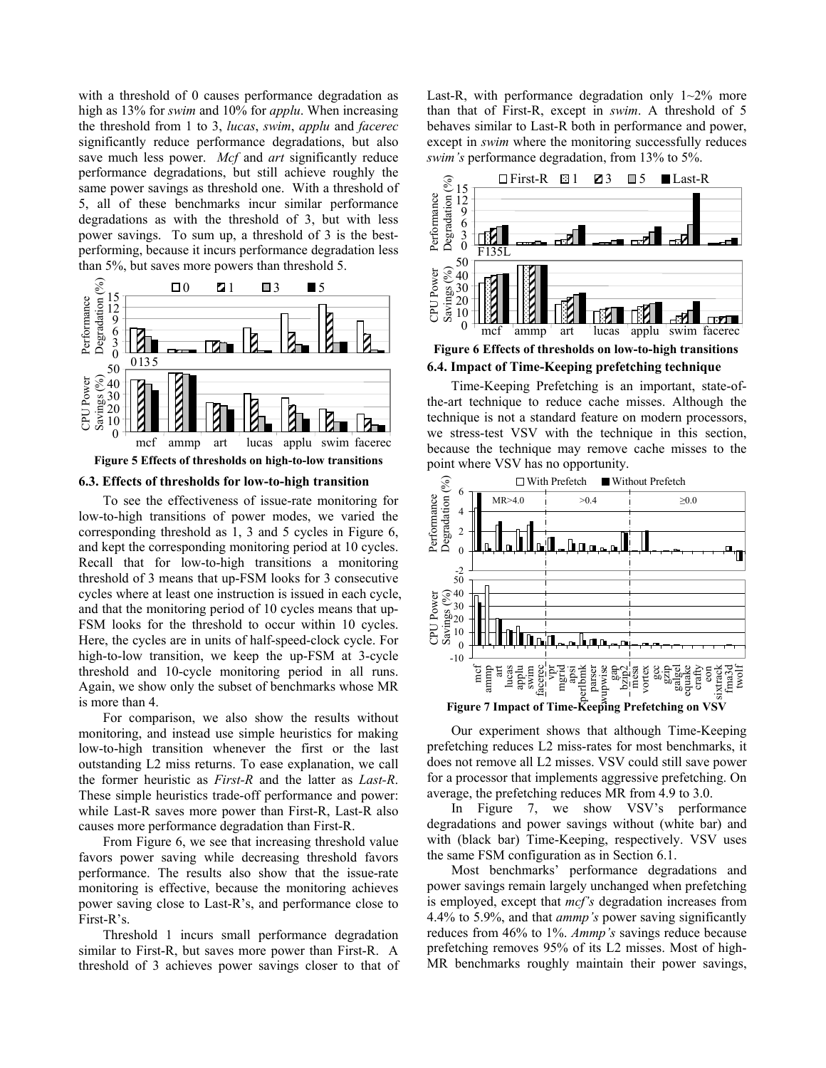with a threshold of 0 causes performance degradation as high as 13% for *swim* and 10% for *applu*. When increasing the threshold from 1 to 3, *lucas*, *swim*, *applu* and *facerec* significantly reduce performance degradations, but also save much less power. *Mcf* and *art* significantly reduce performance degradations, but still achieve roughly the same power savings as threshold one. With a threshold of 5, all of these benchmarks incur similar performance degradations as with the threshold of 3, but with less power savings. To sum up, a threshold of 3 is the best-performing, because it incurs performance degradation less than 5%, but saves more powers than threshold 5.

**Figure 5 Effects of thresholds on high-to-low transitions**

### 6.3. Effects of thresholds for low-to-high transition

To see the effectiveness of issue-rate monitoring for low-to-high transitions of power modes, we varied the corresponding threshold as 1, 3 and 5 cycles in Figure 6, and kept the corresponding monitoring period at 10 cycles. Recall that for low-to-high transitions a monitoring threshold of 3 means that up-FSM looks for 3 consecutive cycles where at least one instruction is issued in each cycle, and that the monitoring period of 10 cycles means that up-FSM looks for the threshold to occur within 10 cycles. Here, the cycles are in units of half-speed-clock cycle. For high-to-low transition, we keep the up-FSM at 3-cycle threshold and 10-cycle monitoring period in all runs. Again, we show only the subset of benchmarks whose MR is more than 4.

For comparison, we also show the results without monitoring, and instead use simple heuristics for making low-to-high transition whenever the first or the last outstanding L2 miss returns. To ease explanation, we call the former heuristic as *First-R* and the latter as *Last-R*. These simple heuristics trade-off performance and power: while Last-R saves more power than First-R, Last-R also causes more performance degradation than First-R.

From Figure 6, we see that increasing threshold value favors power saving while decreasing threshold favors performance. The results also show that the issue-rate monitoring is effective, because the monitoring achieves power saving close to Last-R's, and performance close to First-R's.

Threshold 1 incurs small performance degradation similar to First-R, but saves more power than First-R. A threshold of 3 achieves power savings closer to that of Last-R, with performance degradation only 1~2% more than that of First-R, except in *swim*. A threshold of 5 behaves similar to Last-R both in performance and power, except in *swim* where the monitoring successfully reduces *swim's* performance degradation, from 13% to 5%.

**Figure 6 Effects of thresholds on low-to-high transitions**

### 6.4. Impact of Time-Keeping prefetching technique

Time-Keeping Prefetching is an important, state-of-the-art technique to reduce cache misses. Although the technique is not a standard feature on modern processors, we stress-test VSV with the technique in this section, because the technique may remove cache misses to the point where VSV has no opportunity.

**Figure 7 Impact of Time-Keeping Prefetching on VSV**

Our experiment shows that although Time-Keeping prefetching reduces L2 miss-rates for most benchmarks, it does not remove all L2 misses. VSV could still save power for a processor that implements aggressive prefetching. On average, the prefetching reduces MR from 4.9 to 3.0.

In Figure 7, we show VSV's performance degradations and power savings without (white bar) and with (black bar) Time-Keeping, respectively. VSV uses the same FSM configuration as in Section 6.1.

Most benchmarks' performance degradations and power savings remain largely unchanged when prefetching is employed, except that *mcf's* degradation increases from 4.4% to 5.9%, and that *ammp's* power saving significantly reduces from 46% to 1%. *Ammp's* savings reduce because prefetching removes 95% of its L2 misses. Most of high-MR benchmarks roughly maintain their power savings,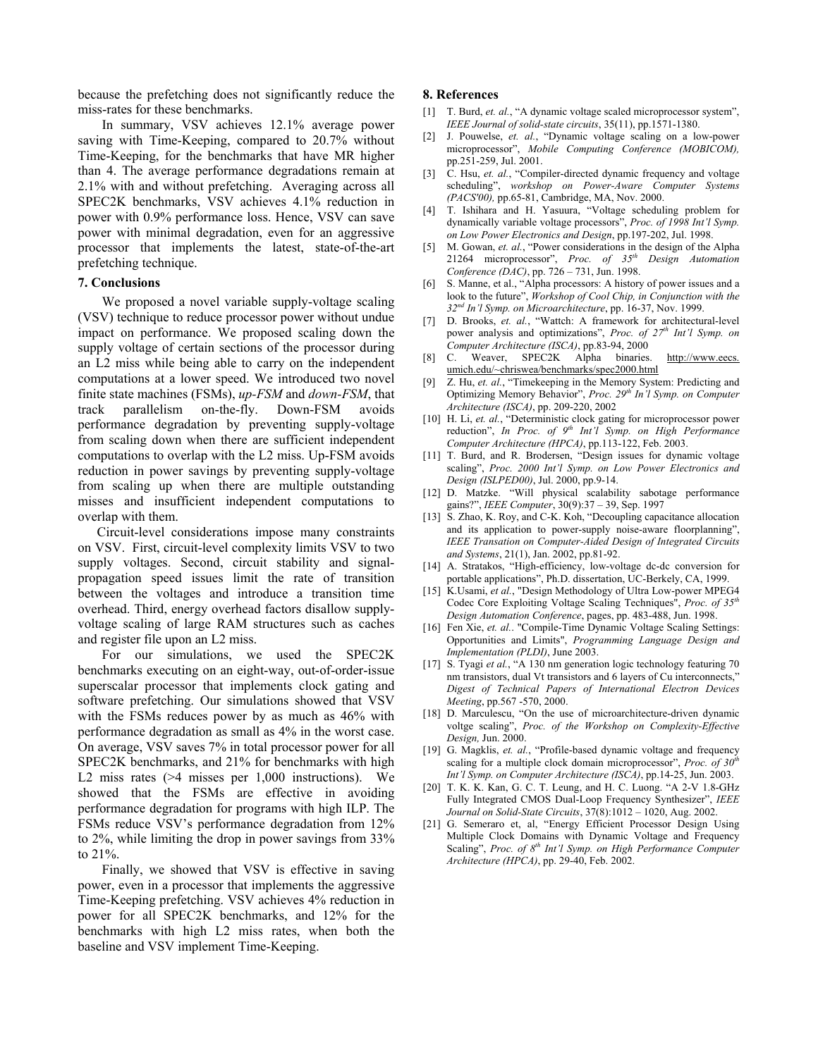because the prefetching does not significantly reduce the miss-rates for these benchmarks.

In summary, VSV achieves 12.1% average power saving with Time-Keeping, compared to 20.7% without Time-Keeping, for the benchmarks that have MR higher than 4. The average performance degradations remain at 2.1% with and without prefetching. Averaging across all SPEC2K benchmarks, VSV achieves 4.1% reduction in power with 0.9% performance loss. Hence, VSV can save power with minimal degradation, even for an aggressive processor that implements the latest, state-of-the-art prefetching technique.

### 7. Conclusions

We proposed a novel variable supply-voltage scaling (VSV) technique to reduce processor power without undue impact on performance. We proposed scaling down the supply voltage of certain sections of the processor during an L2 miss while being able to carry on the independent computations at a lower speed. We introduced two novel finite state machines (FSMs), *up-FSM* and *down-FSM*, that track parallelism on-the-fly. Down-FSM avoids performance degradation by preventing supply-voltage from scaling down when there are sufficient independent computations to overlap with the L2 miss. Up-FSM avoids reduction in power savings by preventing supply-voltage from scaling up when there are multiple outstanding misses and insufficient independent computations to overlap with them.

Circuit-level considerations impose many constraints on VSV. First, circuit-level complexity limits VSV to two supply voltages. Second, circuit stability and signal-propagation speed issues limit the rate of transition between the voltages and introduce a transition time overhead. Third, energy overhead factors disallow supply-voltage scaling of large RAM structures such as caches and register file upon an L2 miss.

For our simulations, we used the SPEC2K benchmarks executing on an eight-way, out-of-order-issue superscalar processor that implements clock gating and software prefetching. Our simulations showed that VSV with the FSMs reduces power by as much as 46% with performance degradation as small as 4% in the worst case. On average, VSV saves 7% in total processor power for all SPEC2K benchmarks, and 21% for benchmarks with high L2 miss rates (>4 misses per 1,000 instructions). We showed that the FSMs are effective in avoiding performance degradation for programs with high ILP. The FSMs reduce VSV's performance degradation from 12% to 2%, while limiting the drop in power savings from 33% to 21%.

Finally, we showed that VSV is effective in saving power, even in a processor that implements the aggressive Time-Keeping prefetching. VSV achieves 4% reduction in power for all SPEC2K benchmarks, and 12% for the benchmarks with high L2 miss rates, when both the baseline and VSV implement Time-Keeping.

### 8. References

[1] T. Burd, *et. al.*, "A dynamic voltage scaled microprocessor system", *IEEE Journal of solid-state circuits*, 35(11), pp.1571-1380.

[2] J. Pouwelse, *et. al.*, "Dynamic voltage scaling on a low-power microprocessor", *Mobile Computing Conference (MOBICOM),* pp.251-259, Jul. 2001.

[3] C. Hsu, *et. al.*, "Compiler-directed dynamic frequency and voltage scheduling", *workshop on Power-Aware Computer Systems (PACS'00),* pp.65-81, Cambridge, MA, Nov. 2000.

[4] T. Ishihara and H. Yasuura, "Voltage scheduling problem for dynamically variable voltage processors", *Proc. of 1998 Int'l Symp. on Low Power Electronics and Design*, pp.197-202, Jul. 1998.

[5] M. Gowan, *et. al.*, "Power considerations in the design of the Alpha 21264 microprocessor", *Proc. of 35th Design Automation Conference (DAC)*, pp. 726 – 731, Jun. 1998.

[6] S. Manne, et al., "Alpha processors: A history of power issues and a look to the future", *Workshop of Cool Chip, in Conjunction with the 32nd In'l Symp. on Microarchitecture*, pp. 16-37, Nov. 1999.

[7] D. Brooks, *et. al.*, "Wattch: A framework for architectural-level power analysis and optimizations", *Proc. of 27th Int'l Symp. on Computer Architecture (ISCA)*, pp.83-94, 2000

[8] C. Weaver, SPEC2K Alpha binaries. http://www.eecs.umich.edu/~chriswea/benchmarks/spec2000.html

[9] Z. Hu, *et. al.*, "Timekeeping in the Memory System: Predicting and Optimizing Memory Behavior", *Proc. 29th In'l Symp. on Computer Architecture (ISCA)*, pp. 209-220, 2002

[10] H. Li, *et. al.*, "Deterministic clock gating for microprocessor power reduction", *In Proc. of 9th Int'l Symp. on High Performance Computer Architecture (HPCA)*, pp.113-122, Feb. 2003.

[11] T. Burd, and R. Brodersen, "Design issues for dynamic voltage scaling", *Proc. 2000 Int'l Symp. on Low Power Electronics and Design (ISLPED00)*, Jul. 2000, pp.9-14.

[12] D. Matzke. "Will physical scalability sabotage performance gains?", *IEEE Computer*, 30(9):37 – 39, Sep. 1997

[13] S. Zhao, K. Roy, and C-K. Koh, "Decoupling capacitance allocation and its application to power-supply noise-aware floorplanning", *IEEE Transation on Computer-Aided Design of Integrated Circuits and Systems*, 21(1), Jan. 2002, pp.81-92.

[14] A. Stratakos, "High-efficiency, low-voltage dc-dc conversion for portable applications", Ph.D. dissertation, UC-Berkely, CA, 1999.

[15] K.Usami, *et al.*, "Design Methodology of Ultra Low-power MPEG4 Codec Core Exploiting Voltage Scaling Techniques", *Proc. of 35th Design Automation Conference*, pages, pp. 483-488, Jun. 1998.

[16] Fen Xie, *et. al.*. "Compile-Time Dynamic Voltage Scaling Settings: Opportunities and Limits", *Programming Language Design and Implementation (PLDI)*, June 2003.

[17] S. Tyagi *et al.*, "A 130 nm generation logic technology featuring 70 nm transistors, dual Vt transistors and 6 layers of Cu interconnects," *Digest of Technical Papers of International Electron Devices Meeting*, pp.567 -570, 2000.

[18] D. Marculescu, "On the use of microarchitecture-driven dynamic voltge scaling", *Proc. of the Workshop on Complexity-Effective Design,* Jun. 2000.

[19] G. Magklis, *et. al.*, "Profile-based dynamic voltage and frequency scaling for a multiple clock domain microprocessor", *Proc. of 30th Int'l Symp. on Computer Architecture (ISCA)*, pp.14-25, Jun. 2003.

[20] T. K. K. Kan, G. C. T. Leung, and H. C. Luong. "A 2-V 1.8-GHz Fully Integrated CMOS Dual-Loop Frequency Synthesizer", *IEEE Journal on Solid-State Circuits*, 37(8):1012 – 1020, Aug. 2002.

[21] G. Semeraro et, al, "Energy Efficient Processor Design Using Multiple Clock Domains with Dynamic Voltage and Frequency Scaling", *Proc. of 8th Int'l Symp. on High Performance Computer Architecture (HPCA)*, pp. 29-40, Feb. 2002.